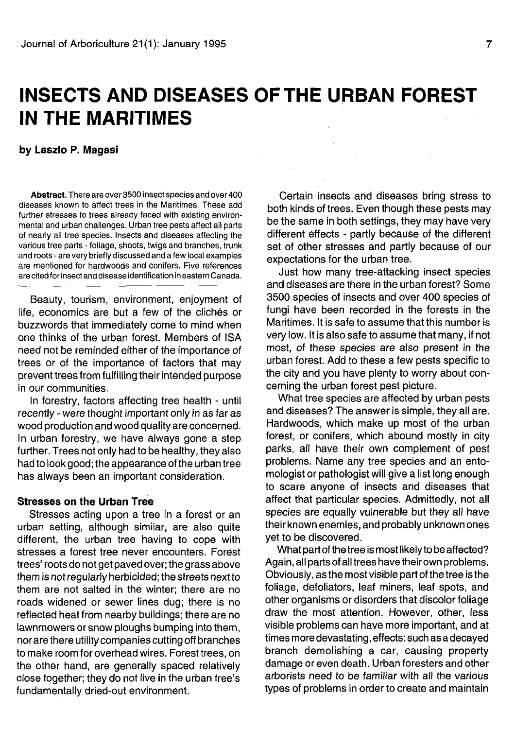# INSECTS AND DISEASES OF THE URBAN FOREST IN THE MARITIMES

**by Laszlo P. Magasi**

**Abstract.** There are over 3500 insect species and over 400 diseases known to affect trees in the Maritimes. These add further stresses to trees already faced with existing environmental and urban challenges. Urban tree pests affect all parts of nearly all tree species. Insects and diseases affecting the various tree parts - foliage, shoots, twigs and branches, trunk and roots - are very briefly discussed and a few local examples are mentioned for hardwoods and conifers. Five references are cited for insect and disease identification in eastern Canada.

Beauty, tourism, environment, enjoyment of life, economics are but a few of the clichés or buzzwords that immediately come to mind when one thinks of the urban forest. Members of ISA need not be reminded either of the importance of trees or of the importance of factors that may prevent trees from fulfilling their intended purpose in our communities.

In forestry, factors affecting tree health - until recently - were thought important only in as far as wood production and wood quality are concerned. In urban forestry, we have always gone a step further. Trees not only had to be healthy, they also had to look good; the appearance of the urban tree has always been an important consideration.

### Stresses on the Urban Tree

Stresses acting upon a tree in a forest or an urban setting, although similar, are also quite different, the urban tree having to cope with stresses a forest tree never encounters. Forest trees' roots do not get paved over; the grass above them is not regularly herbicided; the streets next to them are not salted in the winter; there are no roads widened or sewer lines dug; there is no reflected heat from nearby buildings; there are no lawnmowers or snow ploughs bumping into them, nor are there utility companies cutting off branches to make room for overhead wires. Forest trees, on the other hand, are generally spaced relatively close together; they do not live in the urban tree's fundamentally dried-out environment.

Certain insects and diseases bring stress to both kinds of trees. Even though these pests may be the same in both settings, they may have very different effects - partly because of the different set of other stresses and partly because of our expectations for the urban tree.

Just how many tree-attacking insect species and diseases are there in the urban forest? Some 3500 species of insects and over 400 species of fungi have been recorded in the forests in the Maritimes. It is safe to assume that this number is very low. It is also safe to assume that many, if not most, of these species are also present in the urban forest. Add to these a few pests specific to the city and you have plenty to worry about concerning the urban forest pest picture.

What tree species are affected by urban pests and diseases? The answer is simple, they all are. Hardwoods, which make up most of the urban forest, or conifers, which abound mostly in city parks, all have their own complement of pest problems. Name any tree species and an entomologist or pathologist will give a list long enough to scare anyone of insects and diseases that affect that particular species. Admittedly, not all species are equally vulnerable but they all have their known enemies, and probably unknown ones yet to be discovered.

What part of the tree is most likely to be affected? Again, all parts of all trees have their own problems. Obviously, as the most visible part of the tree is the foliage, defoliators, leaf miners, leaf spots, and other organisms or disorders that discolor foliage draw the most attention. However, other, less visible problems can have more important, and at times more devastating, effects: such as a decayed branch demolishing a car, causing property damage or even death. Urban foresters and other arborists need to be familiar with all the various types of problems in order to create and maintain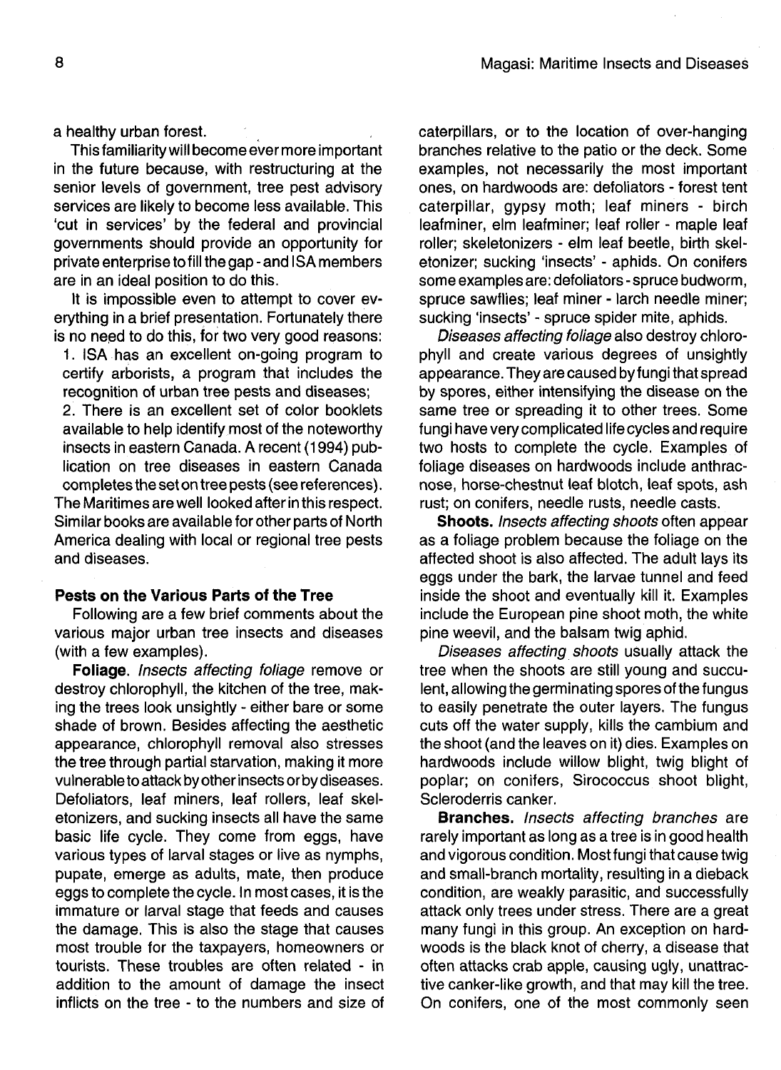a healthy urban forest.

This familiarity will become ever more important in the future because, with restructuring at the senior levels of government, tree pest advisory services are likely to become less available. This 'cut in services' by the federal and provincial governments should provide an opportunity for private enterprise to fill the gap - and ISA members are in an ideal position to do this.

It is impossible even to attempt to cover everything in a brief presentation. Fortunately there is no need to do this, for two very good reasons:

1. ISA has an excellent on-going program to certify arborists, a program that includes the recognition of urban tree pests and diseases;
2. There is an excellent set of color booklets available to help identify most of the noteworthy insects in eastern Canada. A recent (1994) publication on tree diseases in eastern Canada completes the set on tree pests (see references).

The Maritimes are well looked after in this respect. Similar books are available for other parts of North America dealing with local or regional tree pests and diseases.

### Pests on the Various Parts of the Tree

Following are a few brief comments about the various major urban tree insects and diseases (with a few examples).

**Foliage.** *Insects affecting foliage* remove or destroy chlorophyll, the kitchen of the tree, making the trees look unsightly - either bare or some shade of brown. Besides affecting the aesthetic appearance, chlorophyll removal also stresses the tree through partial starvation, making it more vulnerable to attack by other insects or by diseases. Defoliators, leaf miners, leaf rollers, leaf skeletonizers, and sucking insects all have the same basic life cycle. They come from eggs, have various types of larval stages or live as nymphs, pupate, emerge as adults, mate, then produce eggs to complete the cycle. In most cases, it is the immature or larval stage that feeds and causes the damage. This is also the stage that causes most trouble for the taxpayers, homeowners or tourists. These troubles are often related - in addition to the amount of damage the insect inflicts on the tree - to the numbers and size of caterpillars, or to the location of over-hanging branches relative to the patio or the deck. Some examples, not necessarily the most important ones, on hardwoods are: defoliators - forest tent caterpillar, gypsy moth; leaf miners - birch leafminer, elm leafminer; leaf roller - maple leaf roller; skeletonizers - elm leaf beetle, birth skeletonizer; sucking 'insects' - aphids. On conifers some examples are: defoliators - spruce budworm, spruce sawflies; leaf miner - larch needle miner; sucking 'insects' - spruce spider mite, aphids.

*Diseases affecting foliage* also destroy chlorophyll and create various degrees of unsightly appearance. They are caused by fungi that spread by spores, either intensifying the disease on the same tree or spreading it to other trees. Some fungi have very complicated life cycles and require two hosts to complete the cycle. Examples of foliage diseases on hardwoods include anthracnose, horse-chestnut leaf blotch, leaf spots, ash rust; on conifers, needle rusts, needle casts.

**Shoots.** *Insects affecting shoots* often appear as a foliage problem because the foliage on the affected shoot is also affected. The adult lays its eggs under the bark, the larvae tunnel and feed inside the shoot and eventually kill it. Examples include the European pine shoot moth, the white pine weevil, and the balsam twig aphid.

*Diseases affecting shoots* usually attack the tree when the shoots are still young and succulent, allowing the germinating spores of the fungus to easily penetrate the outer layers. The fungus cuts off the water supply, kills the cambium and the shoot (and the leaves on it) dies. Examples on hardwoods include willow blight, twig blight of poplar; on conifers, Sirococcus shoot blight, Scleroderris canker.

**Branches.** *Insects affecting branches* are rarely important as long as a tree is in good health and vigorous condition. Most fungi that cause twig and small-branch mortality, resulting in a dieback condition, are weakly parasitic, and successfully attack only trees under stress. There are a great many fungi in this group. An exception on hardwoods is the black knot of cherry, a disease that often attacks crab apple, causing ugly, unattractive canker-like growth, and that may kill the tree. On conifers, one of the most commonly seen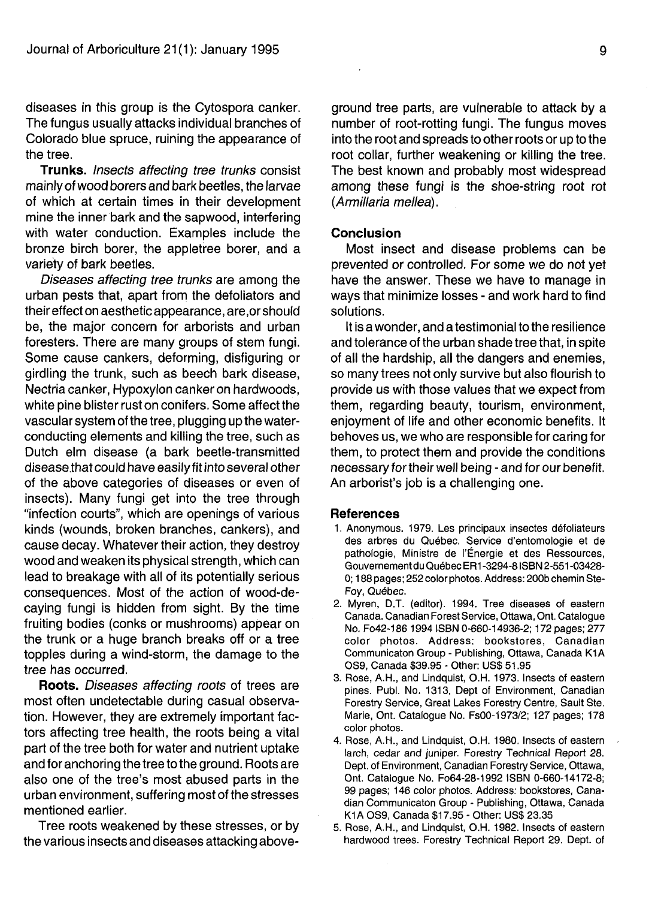diseases in this group is the Cytospora canker. The fungus usually attacks individual branches of Colorado blue spruce, ruining the appearance of the tree.

**Trunks.** *Insects affecting tree trunks* consist mainly of wood borers and bark beetles, the larvae of which at certain times in their development mine the inner bark and the sapwood, interfering with water conduction. Examples include the bronze birch borer, the appletree borer, and a variety of bark beetles.

*Diseases affecting tree trunks* are among the urban pests that, apart from the defoliators and their effect on aesthetic appearance, are, or should be, the major concern for arborists and urban foresters. There are many groups of stem fungi. Some cause cankers, deforming, disfiguring or girdling the trunk, such as beech bark disease, Nectria canker, Hypoxylon canker on hardwoods, white pine blister rust on conifers. Some affect the vascular system of the tree, plugging up the water-conducting elements and killing the tree, such as Dutch elm disease (a bark beetle-transmitted disease that could have easily fit into several other of the above categories of diseases or even of insects). Many fungi get into the tree through "infection courts", which are openings of various kinds (wounds, broken branches, cankers), and cause decay. Whatever their action, they destroy wood and weaken its physical strength, which can lead to breakage with all of its potentially serious consequences. Most of the action of wood-decaying fungi is hidden from sight. By the time fruiting bodies (conks or mushrooms) appear on the trunk or a huge branch breaks off or a tree topples during a wind-storm, the damage to the tree has occurred.

**Roots.** *Diseases affecting roots* of trees are most often undetectable during casual observation. However, they are extremely important factors affecting tree health, the roots being a vital part of the tree both for water and nutrient uptake and for anchoring the tree to the ground. Roots are also one of the tree's most abused parts in the urban environment, suffering most of the stresses mentioned earlier.

Tree roots weakened by these stresses, or by the various insects and diseases attacking above-ground tree parts, are vulnerable to attack by a number of root-rotting fungi. The fungus moves into the root and spreads to other roots or up to the root collar, further weakening or killing the tree. The best known and probably most widespread among these fungi is the shoe-string root rot (*Armillaria mellea*).

### Conclusion

Most insect and disease problems can be prevented or controlled. For some we do not yet have the answer. These we have to manage in ways that minimize losses - and work hard to find solutions.

It is a wonder, and a testimonial to the resilience and tolerance of the urban shade tree that, in spite of all the hardship, all the dangers and enemies, so many trees not only survive but also flourish to provide us with those values that we expect from them, regarding beauty, tourism, environment, enjoyment of life and other economic benefits. It behoves us, we who are responsible for caring for them, to protect them and provide the conditions necessary for their well being - and for our benefit. An arborist's job is a challenging one.

### References

1. Anonymous. 1979. Les principaux insectes défoliateurs des arbres du Québec. Service d'entomologie et de pathologie, Ministre de l'Énergie et des Ressources, Gouvernement du Québec ER1-3294-8 ISBN 2-551-03428-0; 188 pages; 252 color photos. Address: 200b chemin Ste-Foy, Québec.
2. Myren, D.T. (editor). 1994. Tree diseases of eastern Canada. Canadian Forest Service, Ottawa, Ont. Catalogue No. Fo42-186 1994 ISBN 0-660-14936-2; 172 pages; 277 color photos. Address: bookstores, Canadian Communicaton Group - Publishing, Ottawa, Canada K1A OS9, Canada $39.95 - Other: US$ 51.95
3. Rose, A.H., and Lindquist, O.H. 1973. Insects of eastern pines. Publ. No. 1313, Dept of Environment, Canadian Forestry Service, Great Lakes Forestry Centre, Sault Ste. Marie, Ont. Catalogue No. Fs00-1973/2; 127 pages; 178 color photos.
4. Rose, A.H., and Lindquist, O.H. 1980. Insects of eastern larch, cedar and juniper. Forestry Technical Report 28. Dept. of Environment, Canadian Forestry Service, Ottawa, Ont. Catalogue No. Fo64-28-1992 ISBN 0-660-14172-8; 99 pages; 146 color photos. Address: bookstores, Canadian Communicaton Group - Publishing, Ottawa, Canada K1A OS9, Canada $17.95 - Other: US$ 23.35
5. Rose, A.H., and Lindquist, O.H. 1982. Insects of eastern hardwood trees. Forestry Technical Report 29. Dept. of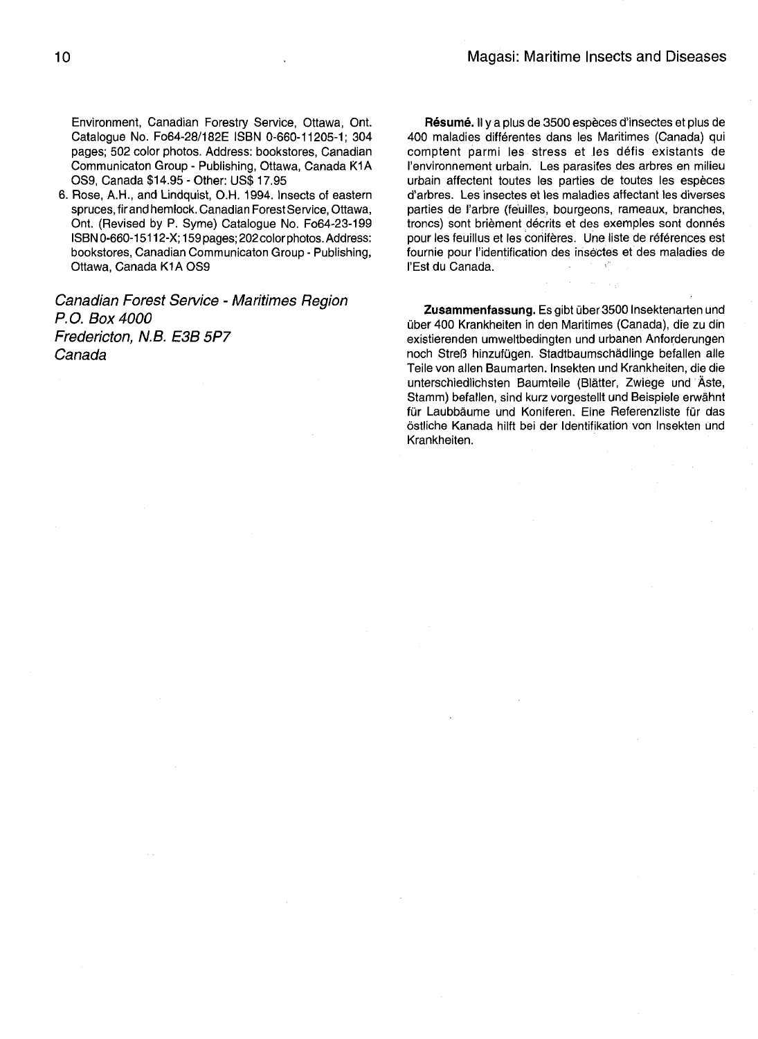Environment, Canadian Forestry Service, Ottawa, Ont. Catalogue No. Fo64-28/182E ISBN 0-660-11205-1; 304 pages; 502 color photos. Address: bookstores, Canadian Communicaton Group - Publishing, Ottawa, Canada K1A OS9, Canada $14.95 - Other: US$ 17.95

6. Rose, A.H., and Lindquist, O.H. 1994. Insects of eastern spruces, fir and hemlock. Canadian Forest Service, Ottawa, Ont. (Revised by P. Syme) Catalogue No. Fo64-23-199 ISBN 0-660-15112-X; 159 pages; 202 color photos. Address: bookstores, Canadian Communicaton Group - Publishing, Ottawa, Canada K1A OS9

*Canadian Forest Service - Maritimes Region*
*P.O. Box 4000*
*Fredericton, N.B. E3B 5P7*
*Canada*

**Résumé.** Il y a plus de 3500 espèces d'insectes et plus de 400 maladies différentes dans les Maritimes (Canada) qui comptent parmi les stress et les défis existants de l'environnement urbain. Les parasites des arbres en milieu urbain affectent toutes les parties de toutes les espèces d'arbres. Les insectes et les maladies affectant les diverses parties de l'arbre (feuilles, bourgeons, rameaux, branches, troncs) sont brièment décrits et des exemples sont donnés pour les feuillus et les conifères. Une liste de références est fournie pour l'identification des insectes et des maladies de l'Est du Canada.

**Zusammenfassung.** Es gibt über 3500 Insektenarten und über 400 Krankheiten in den Maritimes (Canada), die zu din existierenden umweltbedingten und urbanen Anforderungen noch Streß hinzufügen. Stadtbaumschädlinge befallen alle Teile von allen Baumarten. Insekten und Krankheiten, die die unterschiedlichsten Baumteile (Blätter, Zwiege und Äste, Stamm) befallen, sind kurz vorgestellt und Beispiele erwähnt für Laubbäume und Koniferen. Eine Referenzliste für das östliche Kanada hilft bei der Identifikation von Insekten und Krankheiten.